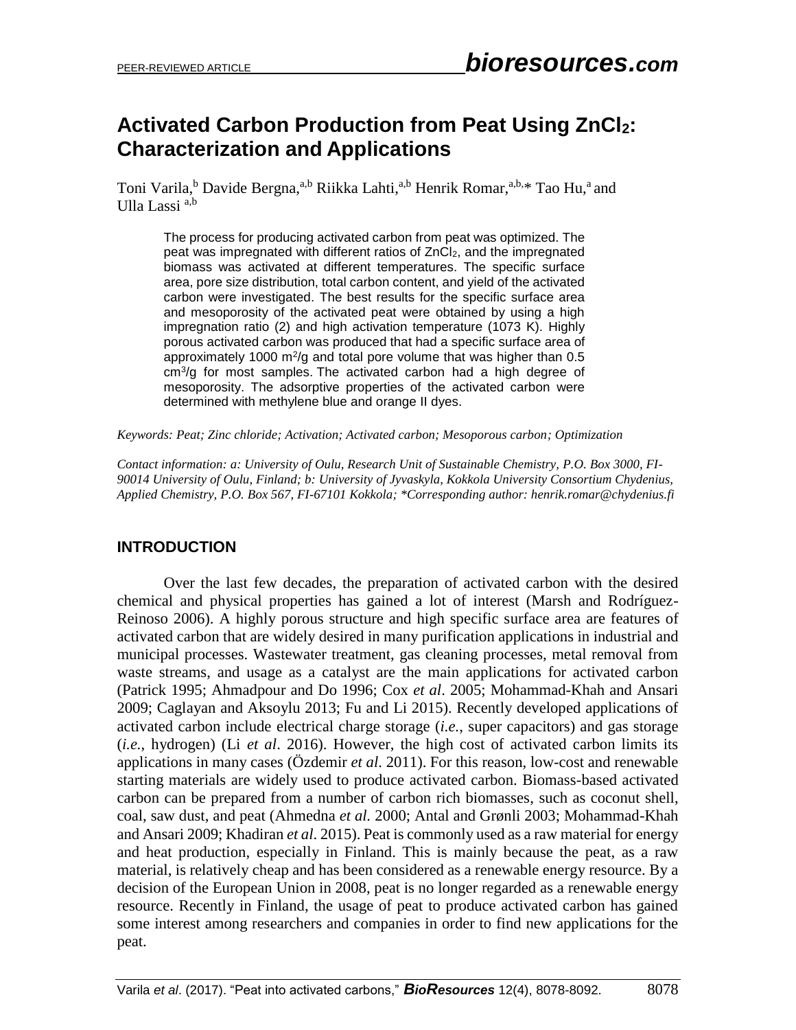# Activated Carbon Production from Peat Using $ZnCl_2$: Characterization and Applications

Toni Varila,[b] Davide Bergna,[a,b] Riikka Lahti,[a,b] Henrik Romar,[a,b,*] Tao Hu,[a] and Ulla Lassi [a,b]

> The process for producing activated carbon from peat was optimized. The peat was impregnated with different ratios of $ZnCl_2$, and the impregnated biomass was activated at different temperatures. The specific surface area, pore size distribution, total carbon content, and yield of the activated carbon were investigated. The best results for the specific surface area and mesoporosity of the activated peat were obtained by using a high impregnation ratio (2) and high activation temperature (1073 K). Highly porous activated carbon was produced that had a specific surface area of approximately 1000 $m^2/g$ and total pore volume that was higher than 0.5 $cm^3/g$ for most samples. The activated carbon had a high degree of mesoporosity. The adsorptive properties of the activated carbon were determined with methylene blue and orange II dyes.

*Keywords: Peat; Zinc chloride; Activation; Activated carbon; Mesoporous carbon; Optimization*

*Contact information: a: University of Oulu, Research Unit of Sustainable Chemistry, P.O. Box 3000, FI-90014 University of Oulu, Finland; b: University of Jyvaskyla, Kokkola University Consortium Chydenius, Applied Chemistry, P.O. Box 567, FI-67101 Kokkola; *Corresponding author: henrik.romar@chydenius.fi*

## INTRODUCTION

Over the last few decades, the preparation of activated carbon with the desired chemical and physical properties has gained a lot of interest (Marsh and Rodríguez-Reinoso 2006). A highly porous structure and high specific surface area are features of activated carbon that are widely desired in many purification applications in industrial and municipal processes. Wastewater treatment, gas cleaning processes, metal removal from waste streams, and usage as a catalyst are the main applications for activated carbon (Patrick 1995; Ahmadpour and Do 1996; Cox *et al*. 2005; Mohammad-Khah and Ansari 2009; Caglayan and Aksoylu 2013; Fu and Li 2015). Recently developed applications of activated carbon include electrical charge storage (*i.e.*, super capacitors) and gas storage (*i.e.*, hydrogen) (Li *et al*. 2016). However, the high cost of activated carbon limits its applications in many cases (Özdemir *et al*. 2011). For this reason, low-cost and renewable starting materials are widely used to produce activated carbon. Biomass-based activated carbon can be prepared from a number of carbon rich biomasses, such as coconut shell, coal, saw dust, and peat (Ahmedna *et al.* 2000; Antal and Grønli 2003; Mohammad-Khah and Ansari 2009; Khadiran *et al*. 2015). Peat is commonly used as a raw material for energy and heat production, especially in Finland. This is mainly because the peat, as a raw material, is relatively cheap and has been considered as a renewable energy resource. By a decision of the European Union in 2008, peat is no longer regarded as a renewable energy resource. Recently in Finland, the usage of peat to produce activated carbon has gained some interest among researchers and companies in order to find new applications for the peat.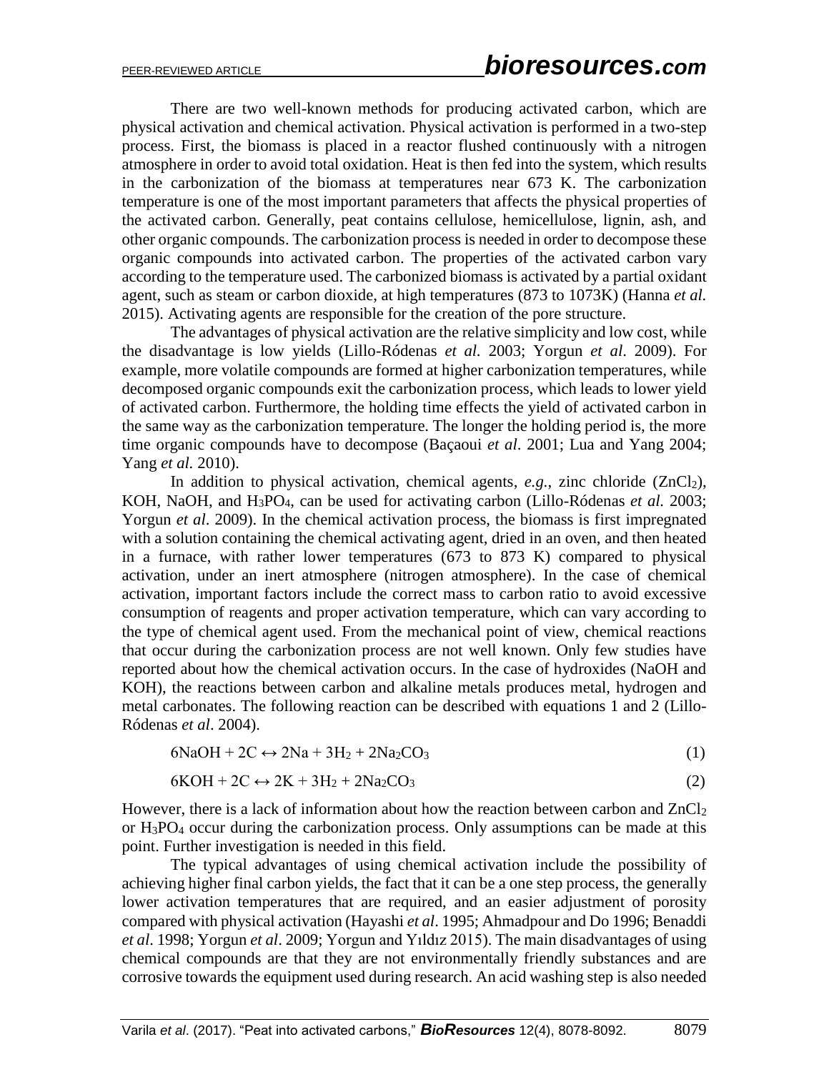There are two well-known methods for producing activated carbon, which are physical activation and chemical activation. Physical activation is performed in a two-step process. First, the biomass is placed in a reactor flushed continuously with a nitrogen atmosphere in order to avoid total oxidation. Heat is then fed into the system, which results in the carbonization of the biomass at temperatures near 673 K. The carbonization temperature is one of the most important parameters that affects the physical properties of the activated carbon. Generally, peat contains cellulose, hemicellulose, lignin, ash, and other organic compounds. The carbonization process is needed in order to decompose these organic compounds into activated carbon. The properties of the activated carbon vary according to the temperature used. The carbonized biomass is activated by a partial oxidant agent, such as steam or carbon dioxide, at high temperatures (873 to 1073K) (Hanna *et al.* 2015). Activating agents are responsible for the creation of the pore structure.

The advantages of physical activation are the relative simplicity and low cost, while the disadvantage is low yields (Lillo-Ródenas *et al.* 2003; Yorgun *et al*. 2009). For example, more volatile compounds are formed at higher carbonization temperatures, while decomposed organic compounds exit the carbonization process, which leads to lower yield of activated carbon. Furthermore, the holding time effects the yield of activated carbon in the same way as the carbonization temperature. The longer the holding period is, the more time organic compounds have to decompose (Baçaoui *et al*. 2001; Lua and Yang 2004; Yang *et al.* 2010).

In addition to physical activation, chemical agents, *e.g.*, zinc chloride ($ZnCl_2$), KOH, NaOH, and $H_3PO_4$, can be used for activating carbon (Lillo-Ródenas *et al.* 2003; Yorgun *et al*. 2009). In the chemical activation process, the biomass is first impregnated with a solution containing the chemical activating agent, dried in an oven, and then heated in a furnace, with rather lower temperatures (673 to 873 K) compared to physical activation, under an inert atmosphere (nitrogen atmosphere). In the case of chemical activation, important factors include the correct mass to carbon ratio to avoid excessive consumption of reagents and proper activation temperature, which can vary according to the type of chemical agent used. From the mechanical point of view, chemical reactions that occur during the carbonization process are not well known. Only few studies have reported about how the chemical activation occurs. In the case of hydroxides (NaOH and KOH), the reactions between carbon and alkaline metals produces metal, hydrogen and metal carbonates. The following reaction can be described with equations 1 and 2 (Lillo-Ródenas *et al*. 2004).

$$6NaOH + 2C \leftrightarrow 2Na + 3H_2 + 2Na_2CO_3 \tag{1}$$

$$6KOH + 2C \leftrightarrow 2K + 3H_2 + 2Na_2CO_3 \tag{2}$$

However, there is a lack of information about how the reaction between carbon and $ZnCl_2$ or $H_3PO_4$ occur during the carbonization process. Only assumptions can be made at this point. Further investigation is needed in this field.

The typical advantages of using chemical activation include the possibility of achieving higher final carbon yields, the fact that it can be a one step process, the generally lower activation temperatures that are required, and an easier adjustment of porosity compared with physical activation (Hayashi *et al*. 1995; Ahmadpour and Do 1996; Benaddi *et al*. 1998; Yorgun *et al*. 2009; Yorgun and Yıldız 2015). The main disadvantages of using chemical compounds are that they are not environmentally friendly substances and are corrosive towards the equipment used during research. An acid washing step is also needed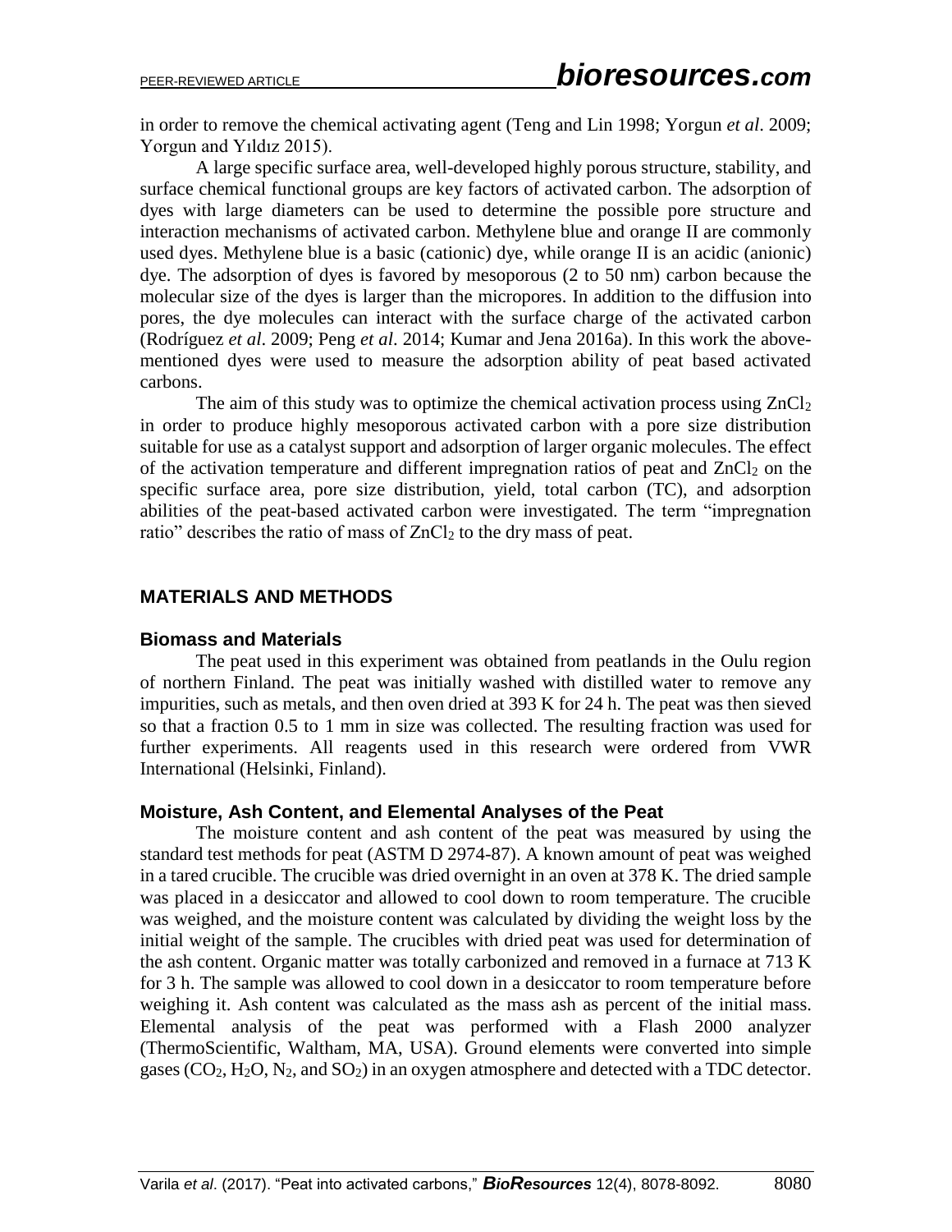in order to remove the chemical activating agent (Teng and Lin 1998; Yorgun *et al*. 2009; Yorgun and Yıldız 2015).

A large specific surface area, well-developed highly porous structure, stability, and surface chemical functional groups are key factors of activated carbon. The adsorption of dyes with large diameters can be used to determine the possible pore structure and interaction mechanisms of activated carbon. Methylene blue and orange II are commonly used dyes. Methylene blue is a basic (cationic) dye, while orange II is an acidic (anionic) dye. The adsorption of dyes is favored by mesoporous (2 to 50 nm) carbon because the molecular size of the dyes is larger than the micropores. In addition to the diffusion into pores, the dye molecules can interact with the surface charge of the activated carbon (Rodríguez *et al*. 2009; Peng *et al*. 2014; Kumar and Jena 2016a). In this work the above-mentioned dyes were used to measure the adsorption ability of peat based activated carbons.

The aim of this study was to optimize the chemical activation process using $ZnCl_2$ in order to produce highly mesoporous activated carbon with a pore size distribution suitable for use as a catalyst support and adsorption of larger organic molecules. The effect of the activation temperature and different impregnation ratios of peat and $ZnCl_2$ on the specific surface area, pore size distribution, yield, total carbon (TC), and adsorption abilities of the peat-based activated carbon were investigated. The term "impregnation ratio" describes the ratio of mass of $ZnCl_2$ to the dry mass of peat.

## MATERIALS AND METHODS

### Biomass and Materials

The peat used in this experiment was obtained from peatlands in the Oulu region of northern Finland. The peat was initially washed with distilled water to remove any impurities, such as metals, and then oven dried at 393 K for 24 h. The peat was then sieved so that a fraction 0.5 to 1 mm in size was collected. The resulting fraction was used for further experiments. All reagents used in this research were ordered from VWR International (Helsinki, Finland).

### Moisture, Ash Content, and Elemental Analyses of the Peat

The moisture content and ash content of the peat was measured by using the standard test methods for peat (ASTM D 2974-87). A known amount of peat was weighed in a tared crucible. The crucible was dried overnight in an oven at 378 K. The dried sample was placed in a desiccator and allowed to cool down to room temperature. The crucible was weighed, and the moisture content was calculated by dividing the weight loss by the initial weight of the sample. The crucibles with dried peat was used for determination of the ash content. Organic matter was totally carbonized and removed in a furnace at 713 K for 3 h. The sample was allowed to cool down in a desiccator to room temperature before weighing it. Ash content was calculated as the mass ash as percent of the initial mass. Elemental analysis of the peat was performed with a Flash 2000 analyzer (ThermoScientific, Waltham, MA, USA). Ground elements were converted into simple gases ($CO_2$, $H_2O$, $N_2$, and $SO_2$) in an oxygen atmosphere and detected with a TDC detector.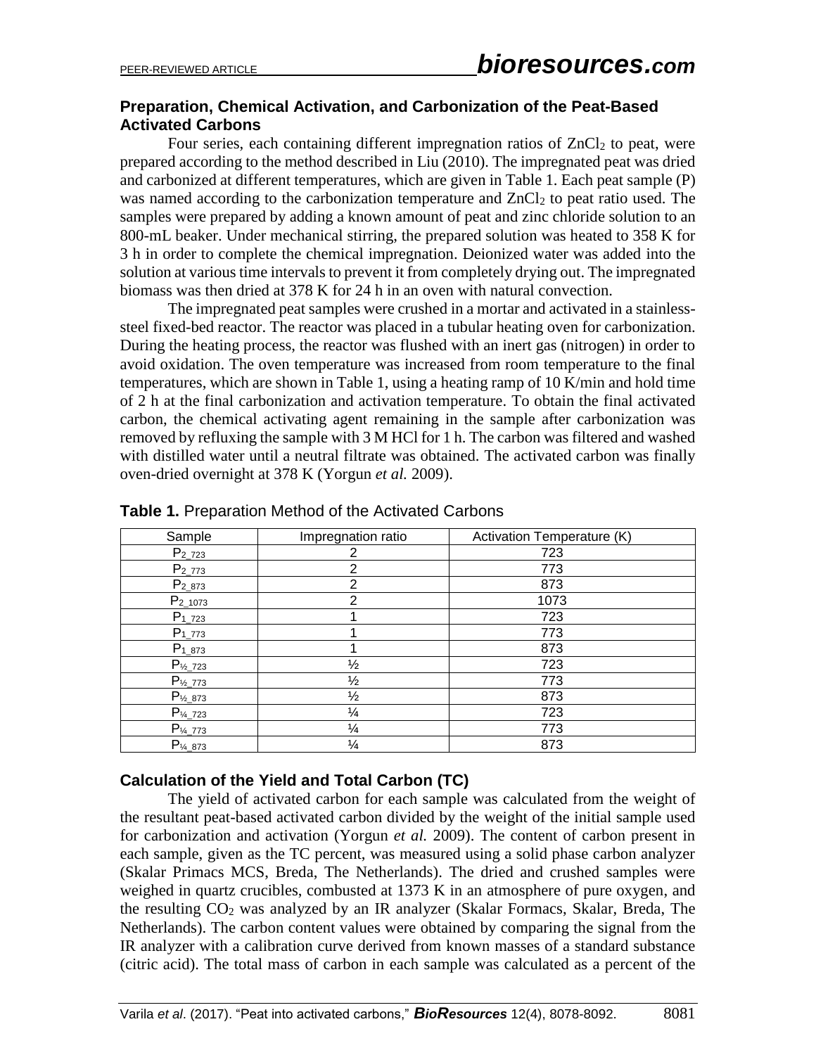### Preparation, Chemical Activation, and Carbonization of the Peat-Based Activated Carbons

Four series, each containing different impregnation ratios of $ZnCl_2$ to peat, were prepared according to the method described in Liu (2010). The impregnated peat was dried and carbonized at different temperatures, which are given in Table 1. Each peat sample (P) was named according to the carbonization temperature and $ZnCl_2$ to peat ratio used. The samples were prepared by adding a known amount of peat and zinc chloride solution to an 800-mL beaker. Under mechanical stirring, the prepared solution was heated to 358 K for 3 h in order to complete the chemical impregnation. Deionized water was added into the solution at various time intervals to prevent it from completely drying out. The impregnated biomass was then dried at 378 K for 24 h in an oven with natural convection.

The impregnated peat samples were crushed in a mortar and activated in a stainless-steel fixed-bed reactor. The reactor was placed in a tubular heating oven for carbonization. During the heating process, the reactor was flushed with an inert gas (nitrogen) in order to avoid oxidation. The oven temperature was increased from room temperature to the final temperatures, which are shown in Table 1, using a heating ramp of 10 K/min and hold time of 2 h at the final carbonization and activation temperature. To obtain the final activated carbon, the chemical activating agent remaining in the sample after carbonization was removed by refluxing the sample with 3 M HCl for 1 h. The carbon was filtered and washed with distilled water until a neutral filtrate was obtained. The activated carbon was finally oven-dried overnight at 378 K (Yorgun *et al.* 2009).

**Table 1.** Preparation Method of the Activated Carbons

| Sample | Impregnation ratio | Activation Temperature (K) |
|---|---|---|
| $P_{2\_723}$ | 2 | 723 |
| $P_{2\_773}$ | 2 | 773 |
| $P_{2\_873}$ | 2 | 873 |
| $P_{2\_1073}$ | 2 | 1073 |
| $P_{1\_723}$ | 1 | 723 |
| $P_{1\_773}$ | 1 | 773 |
| $P_{1\_873}$ | 1 | 873 |
| $P_{½\_723}$ | ½ | 723 |
| $P_{½\_773}$ | ½ | 773 |
| $P_{½\_873}$ | ½ | 873 |
| $P_{¼\_723}$ | ¼ | 723 |
| $P_{¼\_773}$ | ¼ | 773 |
| $P_{¼\_873}$ | ¼ | 873 |

### Calculation of the Yield and Total Carbon (TC)

The yield of activated carbon for each sample was calculated from the weight of the resultant peat-based activated carbon divided by the weight of the initial sample used for carbonization and activation (Yorgun *et al.* 2009). The content of carbon present in each sample, given as the TC percent, was measured using a solid phase carbon analyzer (Skalar Primacs MCS, Breda, The Netherlands). The dried and crushed samples were weighed in quartz crucibles, combusted at 1373 K in an atmosphere of pure oxygen, and the resulting $CO_2$ was analyzed by an IR analyzer (Skalar Formacs, Skalar, Breda, The Netherlands). The carbon content values were obtained by comparing the signal from the IR analyzer with a calibration curve derived from known masses of a standard substance (citric acid). The total mass of carbon in each sample was calculated as a percent of the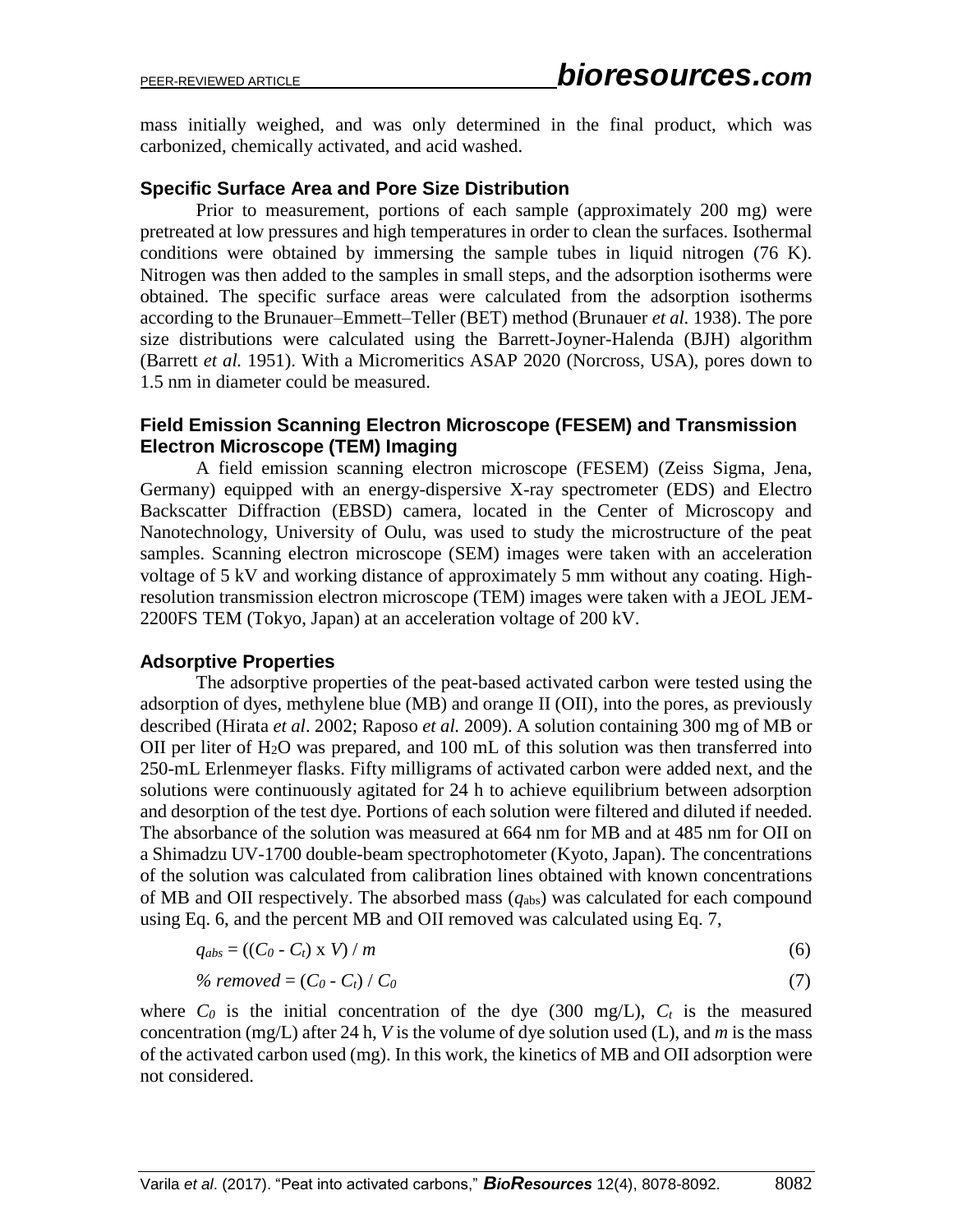mass initially weighed, and was only determined in the final product, which was carbonized, chemically activated, and acid washed.

### Specific Surface Area and Pore Size Distribution

Prior to measurement, portions of each sample (approximately 200 mg) were pretreated at low pressures and high temperatures in order to clean the surfaces. Isothermal conditions were obtained by immersing the sample tubes in liquid nitrogen (76 K). Nitrogen was then added to the samples in small steps, and the adsorption isotherms were obtained. The specific surface areas were calculated from the adsorption isotherms according to the Brunauer–Emmett–Teller (BET) method (Brunauer *et al.* 1938). The pore size distributions were calculated using the Barrett-Joyner-Halenda (BJH) algorithm (Barrett *et al.* 1951). With a Micromeritics ASAP 2020 (Norcross, USA), pores down to 1.5 nm in diameter could be measured.

### Field Emission Scanning Electron Microscope (FESEM) and Transmission Electron Microscope (TEM) Imaging

A field emission scanning electron microscope (FESEM) (Zeiss Sigma, Jena, Germany) equipped with an energy-dispersive X-ray spectrometer (EDS) and Electro Backscatter Diffraction (EBSD) camera, located in the Center of Microscopy and Nanotechnology, University of Oulu, was used to study the microstructure of the peat samples. Scanning electron microscope (SEM) images were taken with an acceleration voltage of 5 kV and working distance of approximately 5 mm without any coating. High-resolution transmission electron microscope (TEM) images were taken with a JEOL JEM-2200FS TEM (Tokyo, Japan) at an acceleration voltage of 200 kV.

### Adsorptive Properties

The adsorptive properties of the peat-based activated carbon were tested using the adsorption of dyes, methylene blue (MB) and orange II (OII), into the pores, as previously described (Hirata *et al*. 2002; Raposo *et al.* 2009). A solution containing 300 mg of MB or OII per liter of $H_2O$ was prepared, and 100 mL of this solution was then transferred into 250-mL Erlenmeyer flasks. Fifty milligrams of activated carbon were added next, and the solutions were continuously agitated for 24 h to achieve equilibrium between adsorption and desorption of the test dye. Portions of each solution were filtered and diluted if needed. The absorbance of the solution was measured at 664 nm for MB and at 485 nm for OII on a Shimadzu UV-1700 double-beam spectrophotometer (Kyoto, Japan). The concentrations of the solution was calculated from calibration lines obtained with known concentrations of MB and OII respectively. The absorbed mass ($q_{abs}$) was calculated for each compound using Eq. 6, and the percent MB and OII removed was calculated using Eq. 7,

$$q_{abs} = ((C_0 - C_t) \times V) / m \tag{6}$$

$$\%\ removed = (C_0 - C_t) / C_0 \tag{7}$$

where $C_0$ is the initial concentration of the dye (300 mg/L), $C_t$ is the measured concentration (mg/L) after 24 h, $V$ is the volume of dye solution used (L), and $m$ is the mass of the activated carbon used (mg). In this work, the kinetics of MB and OII adsorption were not considered.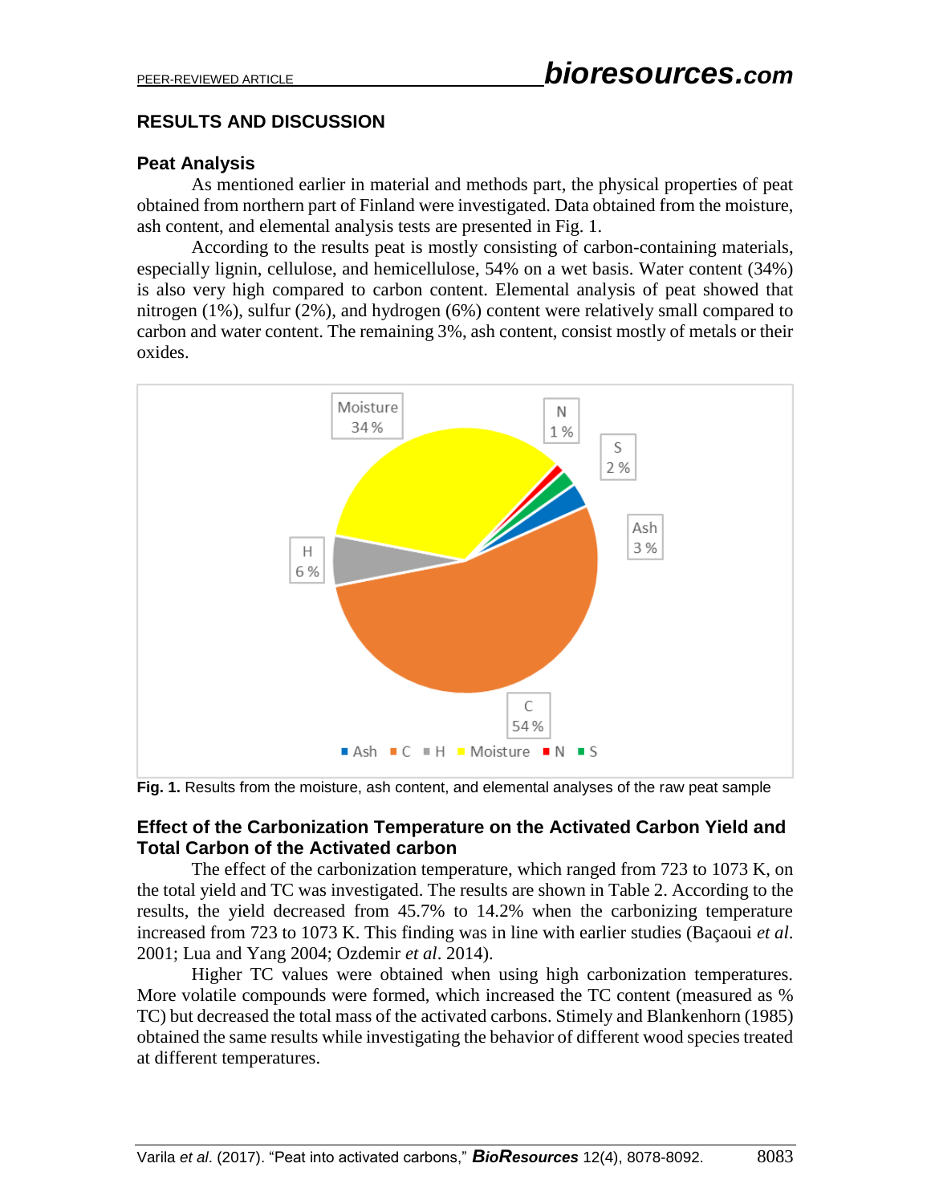## RESULTS AND DISCUSSION

### Peat Analysis

As mentioned earlier in material and methods part, the physical properties of peat obtained from northern part of Finland were investigated. Data obtained from the moisture, ash content, and elemental analysis tests are presented in Fig. 1.

According to the results peat is mostly consisting of carbon-containing materials, especially lignin, cellulose, and hemicellulose, 54% on a wet basis. Water content (34%) is also very high compared to carbon content. Elemental analysis of peat showed that nitrogen (1%), sulfur (2%), and hydrogen (6%) content were relatively small compared to carbon and water content. The remaining 3%, ash content, consist mostly of metals or their oxides.

**Fig. 1.** Results from the moisture, ash content, and elemental analyses of the raw peat sample

### Effect of the Carbonization Temperature on the Activated Carbon Yield and Total Carbon of the Activated carbon

The effect of the carbonization temperature, which ranged from 723 to 1073 K, on the total yield and TC was investigated. The results are shown in Table 2. According to the results, the yield decreased from 45.7% to 14.2% when the carbonizing temperature increased from 723 to 1073 K. This finding was in line with earlier studies (Baçaoui *et al*. 2001; Lua and Yang 2004; Ozdemir *et al*. 2014).

Higher TC values were obtained when using high carbonization temperatures. More volatile compounds were formed, which increased the TC content (measured as % TC) but decreased the total mass of the activated carbons. Stimely and Blankenhorn (1985) obtained the same results while investigating the behavior of different wood species treated at different temperatures.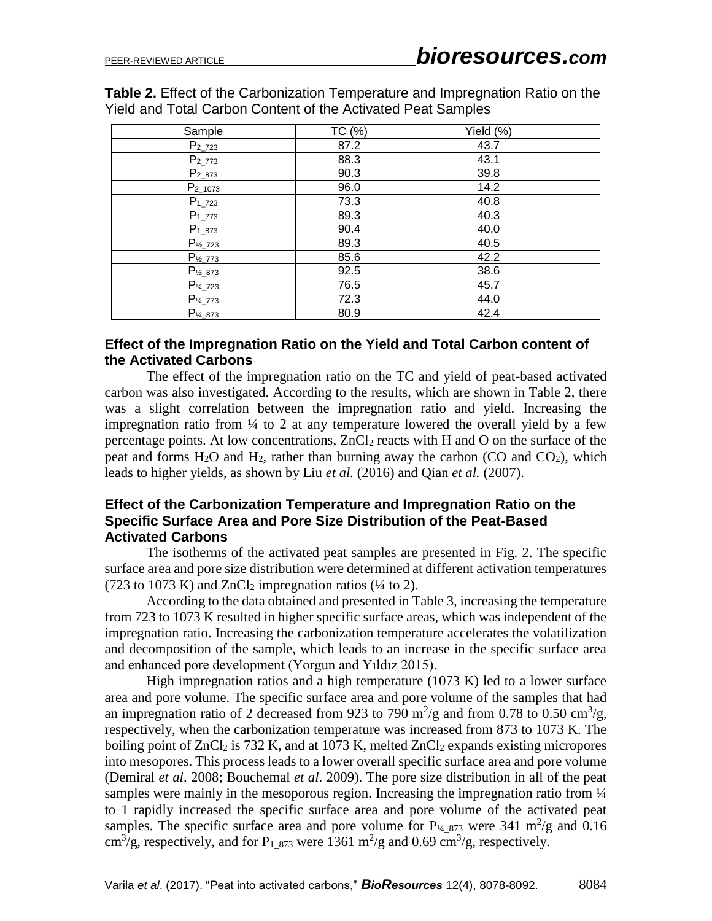**Table 2.** Effect of the Carbonization Temperature and Impregnation Ratio on the Yield and Total Carbon Content of the Activated Peat Samples

| Sample | TC (%) | Yield (%) |
|---|---|---|
| $P_{2\_723}$ | 87.2 | 43.7 |
| $P_{2\_773}$ | 88.3 | 43.1 |
| $P_{2\_873}$ | 90.3 | 39.8 |
| $P_{2\_1073}$ | 96.0 | 14.2 |
| $P_{1\_723}$ | 73.3 | 40.8 |
| $P_{1\_773}$ | 89.3 | 40.3 |
| $P_{1\_873}$ | 90.4 | 40.0 |
| $P_{½\_723}$ | 89.3 | 40.5 |
| $P_{½\_773}$ | 85.6 | 42.2 |
| $P_{½\_873}$ | 92.5 | 38.6 |
| $P_{¼\_723}$ | 76.5 | 45.7 |
| $P_{¼\_773}$ | 72.3 | 44.0 |
| $P_{¼\_873}$ | 80.9 | 42.4 |

### Effect of the Impregnation Ratio on the Yield and Total Carbon content of the Activated Carbons

The effect of the impregnation ratio on the TC and yield of peat-based activated carbon was also investigated. According to the results, which are shown in Table 2, there was a slight correlation between the impregnation ratio and yield. Increasing the impregnation ratio from ¼ to 2 at any temperature lowered the overall yield by a few percentage points. At low concentrations, $ZnCl_2$ reacts with H and O on the surface of the peat and forms $H_2O$ and $H_2$, rather than burning away the carbon (CO and $CO_2$), which leads to higher yields, as shown by Liu *et al.* (2016) and Qian *et al.* (2007).

### Effect of the Carbonization Temperature and Impregnation Ratio on the Specific Surface Area and Pore Size Distribution of the Peat-Based Activated Carbons

The isotherms of the activated peat samples are presented in Fig. 2. The specific surface area and pore size distribution were determined at different activation temperatures (723 to 1073 K) and $ZnCl_2$ impregnation ratios (¼ to 2).

According to the data obtained and presented in Table 3, increasing the temperature from 723 to 1073 K resulted in higher specific surface areas, which was independent of the impregnation ratio. Increasing the carbonization temperature accelerates the volatilization and decomposition of the sample, which leads to an increase in the specific surface area and enhanced pore development (Yorgun and Yıldız 2015).

High impregnation ratios and a high temperature (1073 K) led to a lower surface area and pore volume. The specific surface area and pore volume of the samples that had an impregnation ratio of 2 decreased from 923 to 790 $m^2/g$ and from 0.78 to 0.50 $cm^3/g$, respectively, when the carbonization temperature was increased from 873 to 1073 K. The boiling point of $ZnCl_2$ is 732 K, and at 1073 K, melted $ZnCl_2$ expands existing micropores into mesopores. This process leads to a lower overall specific surface area and pore volume (Demiral *et al*. 2008; Bouchemal *et al*. 2009). The pore size distribution in all of the peat samples were mainly in the mesoporous region. Increasing the impregnation ratio from ¼ to 1 rapidly increased the specific surface area and pore volume of the activated peat samples. The specific surface area and pore volume for $P_{¼\_873}$ were 341 $m^2/g$ and 0.16 $cm^3/g$, respectively, and for $P_{1\_873}$ were 1361 $m^2/g$ and 0.69 $cm^3/g$, respectively.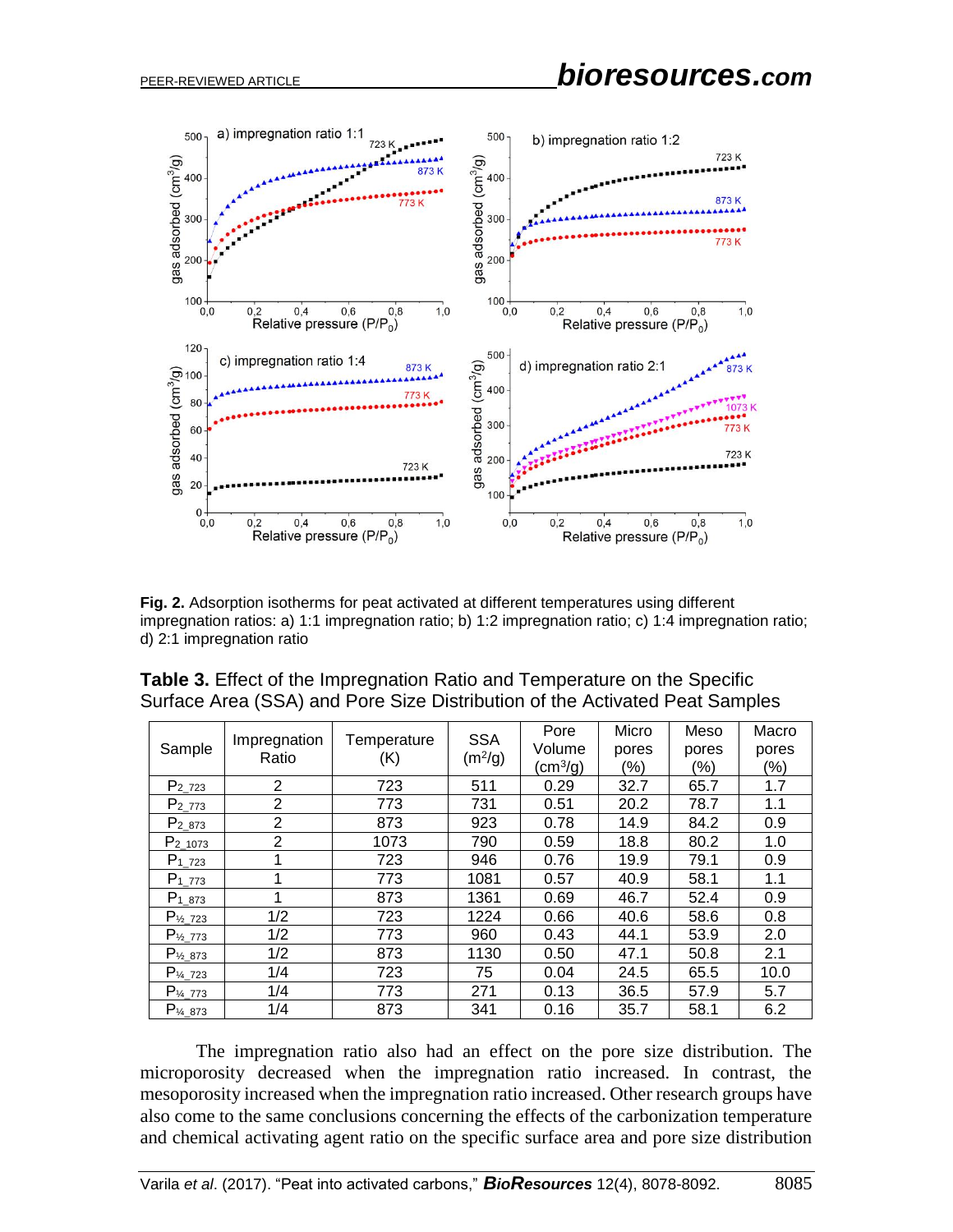**Fig. 2.** Adsorption isotherms for peat activated at different temperatures using different impregnation ratios: a) 1:1 impregnation ratio; b) 1:2 impregnation ratio; c) 1:4 impregnation ratio; d) 2:1 impregnation ratio

**Table 3.** Effect of the Impregnation Ratio and Temperature on the Specific Surface Area (SSA) and Pore Size Distribution of the Activated Peat Samples

| Sample | Impregnation Ratio | Temperature (K) | SSA ($m^2/g$) | Pore Volume ($cm^3/g$) | Micro pores (%) | Meso pores (%) | Macro pores (%) |
|---|---|---|---|---|---|---|---|
| $P_{2\_723}$ | 2 | 723 | 511 | 0.29 | 32.7 | 65.7 | 1.7 |
| $P_{2\_773}$ | 2 | 773 | 731 | 0.51 | 20.2 | 78.7 | 1.1 |
| $P_{2\_873}$ | 2 | 873 | 923 | 0.78 | 14.9 | 84.2 | 0.9 |
| $P_{2\_1073}$ | 2 | 1073 | 790 | 0.59 | 18.8 | 80.2 | 1.0 |
| $P_{1\_723}$ | 1 | 723 | 946 | 0.76 | 19.9 | 79.1 | 0.9 |
| $P_{1\_773}$ | 1 | 773 | 1081 | 0.57 | 40.9 | 58.1 | 1.1 |
| $P_{1\_873}$ | 1 | 873 | 1361 | 0.69 | 46.7 | 52.4 | 0.9 |
| $P_{½\_723}$ | 1/2 | 723 | 1224 | 0.66 | 40.6 | 58.6 | 0.8 |
| $P_{½\_773}$ | 1/2 | 773 | 960 | 0.43 | 44.1 | 53.9 | 2.0 |
| $P_{½\_873}$ | 1/2 | 873 | 1130 | 0.50 | 47.1 | 50.8 | 2.1 |
| $P_{¼\_723}$ | 1/4 | 723 | 75 | 0.04 | 24.5 | 65.5 | 10.0 |
| $P_{¼\_773}$ | 1/4 | 773 | 271 | 0.13 | 36.5 | 57.9 | 5.7 |
| $P_{¼\_873}$ | 1/4 | 873 | 341 | 0.16 | 35.7 | 58.1 | 6.2 |

The impregnation ratio also had an effect on the pore size distribution. The microporosity decreased when the impregnation ratio increased. In contrast, the mesoporosity increased when the impregnation ratio increased. Other research groups have also come to the same conclusions concerning the effects of the carbonization temperature and chemical activating agent ratio on the specific surface area and pore size distribution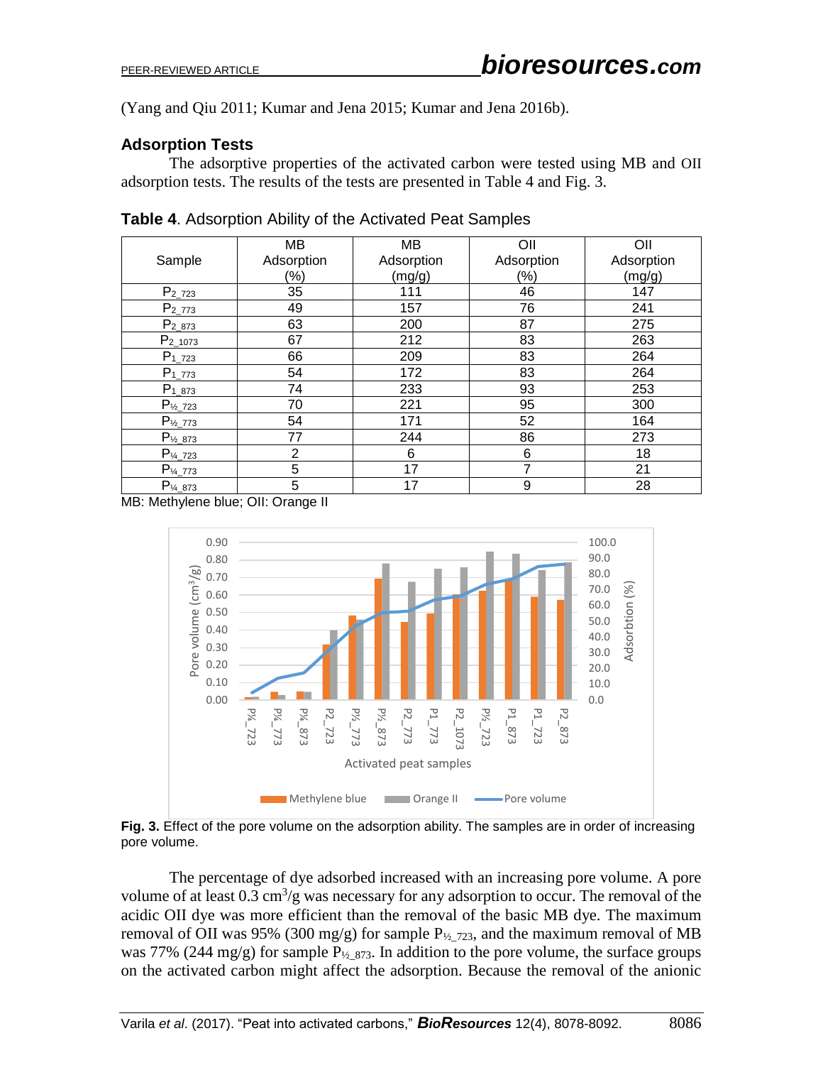(Yang and Qiu 2011; Kumar and Jena 2015; Kumar and Jena 2016b).

### Adsorption Tests

The adsorptive properties of the activated carbon were tested using MB and OII adsorption tests. The results of the tests are presented in Table 4 and Fig. 3.

**Table 4**. Adsorption Ability of the Activated Peat Samples

| Sample | MB Adsorption (%) | MB Adsorption (mg/g) | OII Adsorption (%) | OII Adsorption (mg/g) |
|---|---|---|---|---|
| $P_{2\_723}$ | 35 | 111 | 46 | 147 |
| $P_{2\_773}$ | 49 | 157 | 76 | 241 |
| $P_{2\_873}$ | 63 | 200 | 87 | 275 |
| $P_{2\_1073}$ | 67 | 212 | 83 | 263 |
| $P_{1\_723}$ | 66 | 209 | 83 | 264 |
| $P_{1\_773}$ | 54 | 172 | 83 | 264 |
| $P_{1\_873}$ | 74 | 233 | 93 | 253 |
| $P_{½\_723}$ | 70 | 221 | 95 | 300 |
| $P_{½\_773}$ | 54 | 171 | 52 | 164 |
| $P_{½\_873}$ | 77 | 244 | 86 | 273 |
| $P_{¼\_723}$ | 2 | 6 | 6 | 18 |
| $P_{¼\_773}$ | 5 | 17 | 7 | 21 |
| $P_{¼\_873}$ | 5 | 17 | 9 | 28 |

MB: Methylene blue; OII: Orange II

**Fig. 3.** Effect of the pore volume on the adsorption ability. The samples are in order of increasing pore volume.

The percentage of dye adsorbed increased with an increasing pore volume. A pore volume of at least 0.3 $cm^3/g$ was necessary for any adsorption to occur. The removal of the acidic OII dye was more efficient than the removal of the basic MB dye. The maximum removal of OII was 95% (300 mg/g) for sample $P_{½\_723}$, and the maximum removal of MB was 77% (244 mg/g) for sample $P_{½\_873}$. In addition to the pore volume, the surface groups on the activated carbon might affect the adsorption. Because the removal of the anionic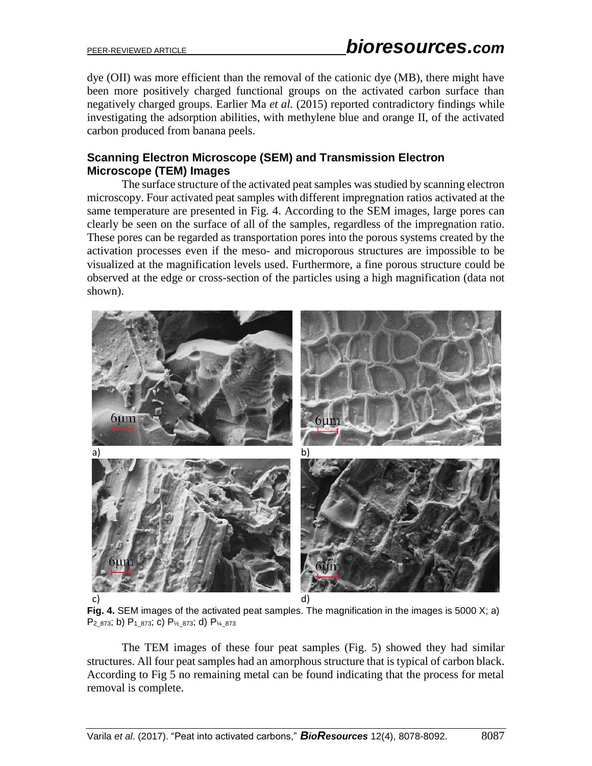dye (OII) was more efficient than the removal of the cationic dye (MB), there might have been more positively charged functional groups on the activated carbon surface than negatively charged groups. Earlier Ma *et al.* (2015) reported contradictory findings while investigating the adsorption abilities, with methylene blue and orange II, of the activated carbon produced from banana peels.

### Scanning Electron Microscope (SEM) and Transmission Electron Microscope (TEM) Images

The surface structure of the activated peat samples was studied by scanning electron microscopy. Four activated peat samples with different impregnation ratios activated at the same temperature are presented in Fig. 4. According to the SEM images, large pores can clearly be seen on the surface of all of the samples, regardless of the impregnation ratio. These pores can be regarded as transportation pores into the porous systems created by the activation processes even if the meso- and microporous structures are impossible to be visualized at the magnification levels used. Furthermore, a fine porous structure could be observed at the edge or cross-section of the particles using a high magnification (data not shown).

**Fig. 4.** SEM images of the activated peat samples. The magnification in the images is 5000 X; a) $P_{2\_873}$; b) $P_{1\_873}$; c) $P_{½\_873}$; d) $P_{¼\_873}$

The TEM images of these four peat samples (Fig. 5) showed they had similar structures. All four peat samples had an amorphous structure that is typical of carbon black. According to Fig 5 no remaining metal can be found indicating that the process for metal removal is complete.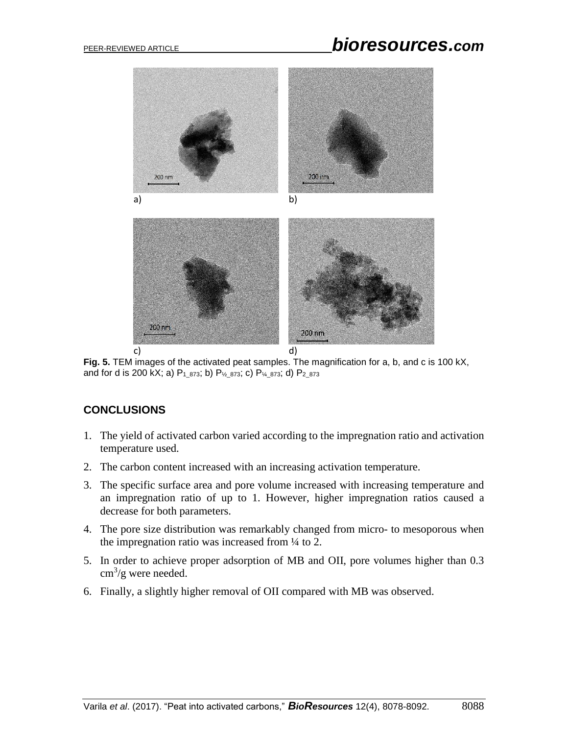Fig. 5. TEM images of the activated peat samples. The magnification for a, b, and c is 100 kX, and for d is 200 kX; a) $P_{1\_873}$; b) $P_{½\_873}$; c) $P_{¼\_873}$; d) $P_{2\_873}$

## CONCLUSIONS

1. The yield of activated carbon varied according to the impregnation ratio and activation temperature used.
2. The carbon content increased with an increasing activation temperature.
3. The specific surface area and pore volume increased with increasing temperature and an impregnation ratio of up to 1. However, higher impregnation ratios caused a decrease for both parameters.
4. The pore size distribution was remarkably changed from micro- to mesoporous when the impregnation ratio was increased from ¼ to 2.
5. In order to achieve proper adsorption of MB and OII, pore volumes higher than 0.3 $cm^3/g$ were needed.
6. Finally, a slightly higher removal of OII compared with MB was observed.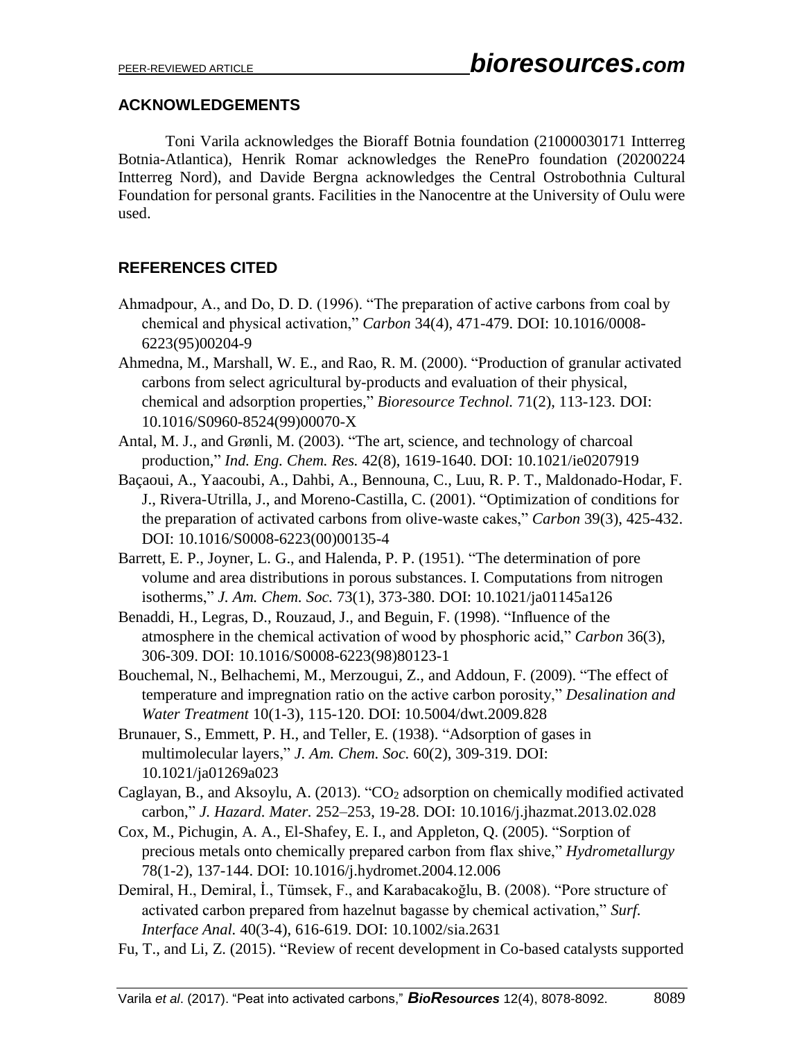## ACKNOWLEDGEMENTS

Toni Varila acknowledges the Bioraff Botnia foundation (21000030171 Intterreg Botnia-Atlantica), Henrik Romar acknowledges the RenePro foundation (20200224 Intterreg Nord), and Davide Bergna acknowledges the Central Ostrobothnia Cultural Foundation for personal grants. Facilities in the Nanocentre at the University of Oulu were used.

## REFERENCES CITED

Ahmadpour, A., and Do, D. D. (1996). "The preparation of active carbons from coal by chemical and physical activation," *Carbon* 34(4), 471-479. DOI: 10.1016/0008-6223(95)00204-9

Ahmedna, M., Marshall, W. E., and Rao, R. M. (2000). "Production of granular activated carbons from select agricultural by-products and evaluation of their physical, chemical and adsorption properties," *Bioresource Technol.* 71(2), 113-123. DOI: 10.1016/S0960-8524(99)00070-X

Antal, M. J., and Grønli, M. (2003). "The art, science, and technology of charcoal production," *Ind. Eng. Chem. Res.* 42(8), 1619-1640. DOI: 10.1021/ie0207919

Baçaoui, A., Yaacoubi, A., Dahbi, A., Bennouna, C., Luu, R. P. T., Maldonado-Hodar, F. J., Rivera-Utrilla, J., and Moreno-Castilla, C. (2001). "Optimization of conditions for the preparation of activated carbons from olive-waste cakes," *Carbon* 39(3), 425-432. DOI: 10.1016/S0008-6223(00)00135-4

Barrett, E. P., Joyner, L. G., and Halenda, P. P. (1951). "The determination of pore volume and area distributions in porous substances. I. Computations from nitrogen isotherms," *J. Am. Chem. Soc.* 73(1), 373-380. DOI: 10.1021/ja01145a126

Benaddi, H., Legras, D., Rouzaud, J., and Beguin, F. (1998). "Influence of the atmosphere in the chemical activation of wood by phosphoric acid," *Carbon* 36(3), 306-309. DOI: 10.1016/S0008-6223(98)80123-1

Bouchemal, N., Belhachemi, M., Merzougui, Z., and Addoun, F. (2009). "The effect of temperature and impregnation ratio on the active carbon porosity," *Desalination and Water Treatment* 10(1-3), 115-120. DOI: 10.5004/dwt.2009.828

Brunauer, S., Emmett, P. H., and Teller, E. (1938). "Adsorption of gases in multimolecular layers," *J. Am. Chem. Soc.* 60(2), 309-319. DOI: 10.1021/ja01269a023

Caglayan, B., and Aksoylu, A. (2013). "$CO_2$ adsorption on chemically modified activated carbon," *J. Hazard. Mater.* 252–253, 19-28. DOI: 10.1016/j.jhazmat.2013.02.028

Cox, M., Pichugin, A. A., El-Shafey, E. I., and Appleton, Q. (2005). "Sorption of precious metals onto chemically prepared carbon from flax shive," *Hydrometallurgy* 78(1-2), 137-144. DOI: 10.1016/j.hydromet.2004.12.006

Demiral, H., Demiral, İ., Tümsek, F., and Karabacakoğlu, B. (2008). "Pore structure of activated carbon prepared from hazelnut bagasse by chemical activation," *Surf. Interface Anal.* 40(3-4), 616-619. DOI: 10.1002/sia.2631

Fu, T., and Li, Z. (2015). "Review of recent development in Co-based catalysts supported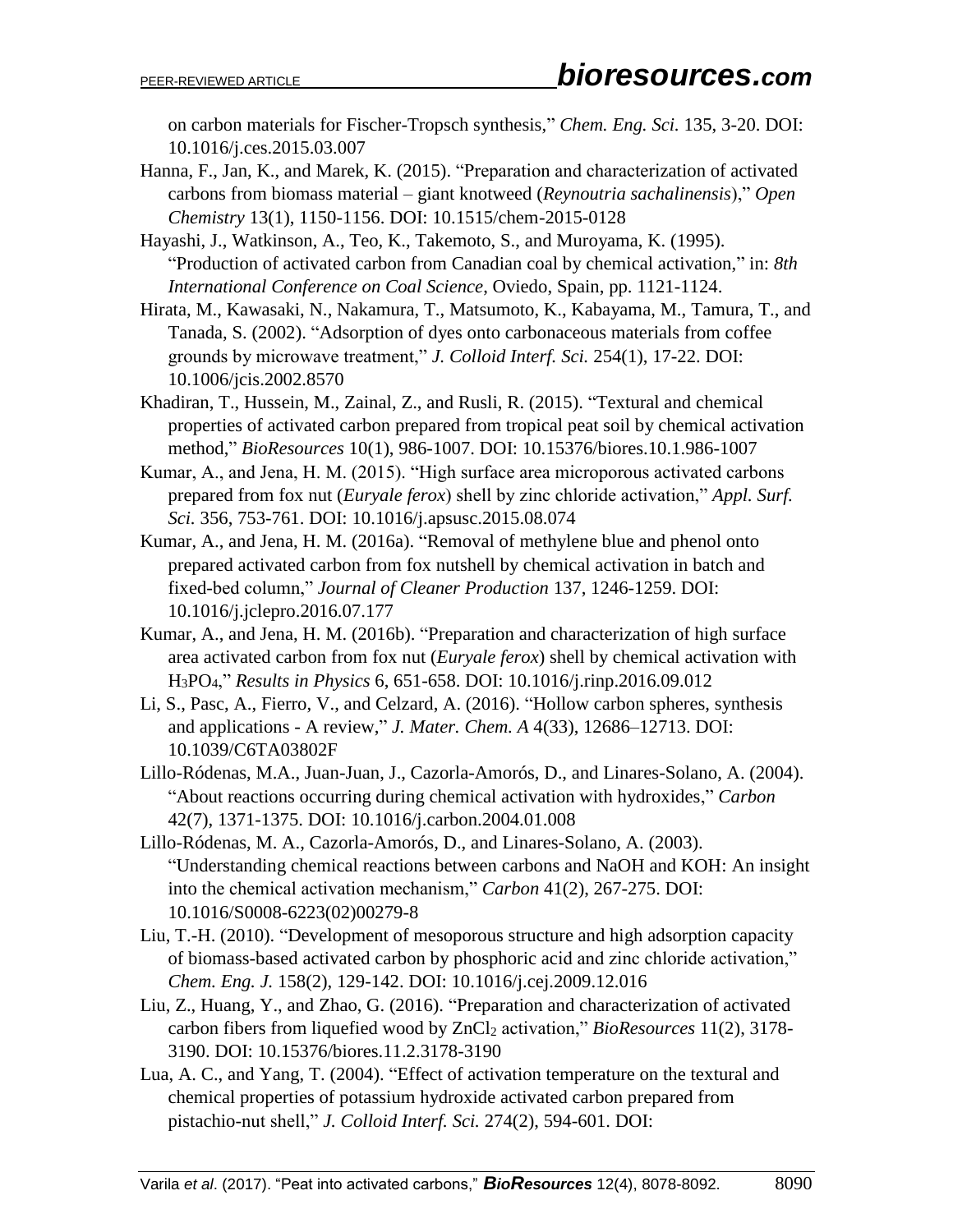on carbon materials for Fischer-Tropsch synthesis," *Chem. Eng. Sci.* 135, 3-20. DOI: 10.1016/j.ces.2015.03.007

Hanna, F., Jan, K., and Marek, K. (2015). "Preparation and characterization of activated carbons from biomass material – giant knotweed (*Reynoutria sachalinensis*)," *Open Chemistry* 13(1), 1150-1156. DOI: 10.1515/chem-2015-0128

Hayashi, J., Watkinson, A., Teo, K., Takemoto, S., and Muroyama, K. (1995). "Production of activated carbon from Canadian coal by chemical activation," in: *8th International Conference on Coal Science*, Oviedo, Spain, pp. 1121-1124.

Hirata, M., Kawasaki, N., Nakamura, T., Matsumoto, K., Kabayama, M., Tamura, T., and Tanada, S. (2002). "Adsorption of dyes onto carbonaceous materials from coffee grounds by microwave treatment," *J. Colloid Interf. Sci.* 254(1), 17-22. DOI: 10.1006/jcis.2002.8570

Khadiran, T., Hussein, M., Zainal, Z., and Rusli, R. (2015). "Textural and chemical properties of activated carbon prepared from tropical peat soil by chemical activation method," *BioResources* 10(1), 986-1007. DOI: 10.15376/biores.10.1.986-1007

Kumar, A., and Jena, H. M. (2015). "High surface area microporous activated carbons prepared from fox nut (*Euryale ferox*) shell by zinc chloride activation," *Appl. Surf. Sci.* 356, 753-761. DOI: 10.1016/j.apsusc.2015.08.074

Kumar, A., and Jena, H. M. (2016a). "Removal of methylene blue and phenol onto prepared activated carbon from fox nutshell by chemical activation in batch and fixed-bed column," *Journal of Cleaner Production* 137, 1246-1259. DOI: 10.1016/j.jclepro.2016.07.177

Kumar, A., and Jena, H. M. (2016b). "Preparation and characterization of high surface area activated carbon from fox nut (*Euryale ferox*) shell by chemical activation with $H_3PO_4$," *Results in Physics* 6, 651-658. DOI: 10.1016/j.rinp.2016.09.012

Li, S., Pasc, A., Fierro, V., and Celzard, A. (2016). "Hollow carbon spheres, synthesis and applications - A review," *J. Mater. Chem. A* 4(33), 12686–12713. DOI: 10.1039/C6TA03802F

Lillo-Ródenas, M.A., Juan-Juan, J., Cazorla-Amorós, D., and Linares-Solano, A. (2004). "About reactions occurring during chemical activation with hydroxides," *Carbon* 42(7), 1371-1375. DOI: 10.1016/j.carbon.2004.01.008

Lillo-Ródenas, M. A., Cazorla-Amorós, D., and Linares-Solano, A. (2003). "Understanding chemical reactions between carbons and NaOH and KOH: An insight into the chemical activation mechanism," *Carbon* 41(2), 267-275. DOI: 10.1016/S0008-6223(02)00279-8

Liu, T.-H. (2010). "Development of mesoporous structure and high adsorption capacity of biomass-based activated carbon by phosphoric acid and zinc chloride activation," *Chem. Eng. J.* 158(2), 129-142. DOI: 10.1016/j.cej.2009.12.016

Liu, Z., Huang, Y., and Zhao, G. (2016). "Preparation and characterization of activated carbon fibers from liquefied wood by $ZnCl_2$ activation," *BioResources* 11(2), 3178-3190. DOI: 10.15376/biores.11.2.3178-3190

Lua, A. C., and Yang, T. (2004). "Effect of activation temperature on the textural and chemical properties of potassium hydroxide activated carbon prepared from pistachio-nut shell," *J. Colloid Interf. Sci.* 274(2), 594-601. DOI: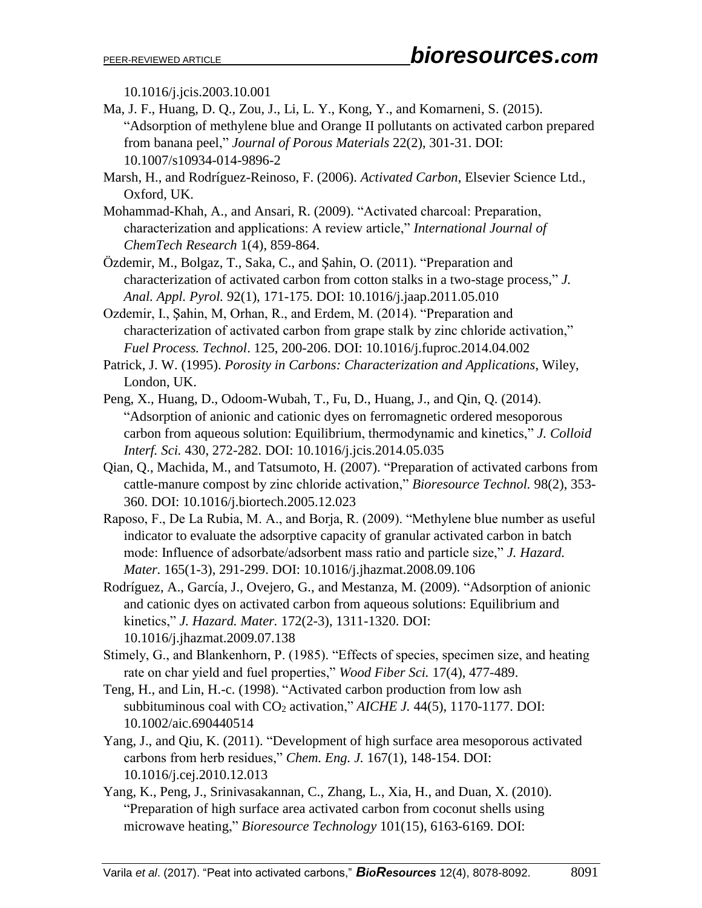10.1016/j.jcis.2003.10.001

Ma, J. F., Huang, D. Q., Zou, J., Li, L. Y., Kong, Y., and Komarneni, S. (2015). "Adsorption of methylene blue and Orange II pollutants on activated carbon prepared from banana peel," *Journal of Porous Materials* 22(2), 301-31. DOI: 10.1007/s10934-014-9896-2

Marsh, H., and Rodríguez-Reinoso, F. (2006). *Activated Carbon*, Elsevier Science Ltd., Oxford, UK.

Mohammad-Khah, A., and Ansari, R. (2009). "Activated charcoal: Preparation, characterization and applications: A review article," *International Journal of ChemTech Research* 1(4), 859-864.

Özdemir, M., Bolgaz, T., Saka, C., and Şahin, O. (2011). "Preparation and characterization of activated carbon from cotton stalks in a two-stage process," *J. Anal. Appl. Pyrol.* 92(1), 171-175. DOI: 10.1016/j.jaap.2011.05.010

Ozdemir, I., Şahin, M, Orhan, R., and Erdem, M. (2014). "Preparation and characterization of activated carbon from grape stalk by zinc chloride activation," *Fuel Process. Technol*. 125, 200-206. DOI: 10.1016/j.fuproc.2014.04.002

Patrick, J. W. (1995). *Porosity in Carbons: Characterization and Applications*, Wiley, London, UK.

Peng, X., Huang, D., Odoom-Wubah, T., Fu, D., Huang, J., and Qin, Q. (2014). "Adsorption of anionic and cationic dyes on ferromagnetic ordered mesoporous carbon from aqueous solution: Equilibrium, thermodynamic and kinetics," *J. Colloid Interf. Sci.* 430, 272-282. DOI: 10.1016/j.jcis.2014.05.035

Qian, Q., Machida, M., and Tatsumoto, H. (2007). "Preparation of activated carbons from cattle-manure compost by zinc chloride activation," *Bioresource Technol.* 98(2), 353-360. DOI: 10.1016/j.biortech.2005.12.023

Raposo, F., De La Rubia, M. A., and Borja, R. (2009). "Methylene blue number as useful indicator to evaluate the adsorptive capacity of granular activated carbon in batch mode: Influence of adsorbate/adsorbent mass ratio and particle size," *J. Hazard. Mater.* 165(1-3), 291-299. DOI: 10.1016/j.jhazmat.2008.09.106

Rodríguez, A., García, J., Ovejero, G., and Mestanza, M. (2009). "Adsorption of anionic and cationic dyes on activated carbon from aqueous solutions: Equilibrium and kinetics," *J. Hazard. Mater.* 172(2-3), 1311-1320. DOI: 10.1016/j.jhazmat.2009.07.138

Stimely, G., and Blankenhorn, P. (1985). "Effects of species, specimen size, and heating rate on char yield and fuel properties," *Wood Fiber Sci.* 17(4), 477-489.

Teng, H., and Lin, H.-c. (1998). "Activated carbon production from low ash subbituminous coal with $CO_2$ activation," *AICHE J.* 44(5), 1170-1177. DOI: 10.1002/aic.690440514

Yang, J., and Qiu, K. (2011). "Development of high surface area mesoporous activated carbons from herb residues," *Chem. Eng. J.* 167(1), 148-154. DOI: 10.1016/j.cej.2010.12.013

Yang, K., Peng, J., Srinivasakannan, C., Zhang, L., Xia, H., and Duan, X. (2010). "Preparation of high surface area activated carbon from coconut shells using microwave heating," *Bioresource Technology* 101(15), 6163-6169. DOI: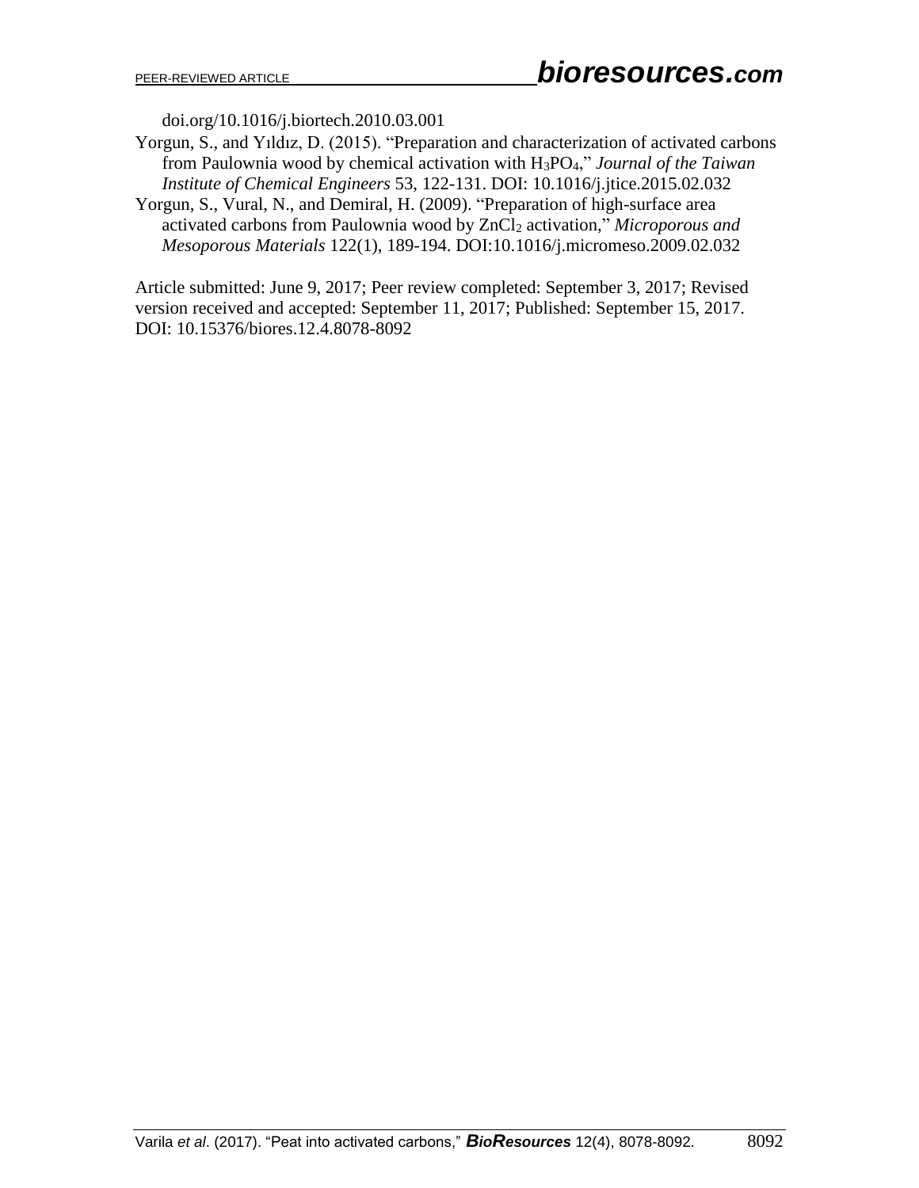doi.org/10.1016/j.biortech.2010.03.001

Yorgun, S., and Yıldız, D. (2015). "Preparation and characterization of activated carbons from Paulownia wood by chemical activation with $H_3PO_4$," *Journal of the Taiwan Institute of Chemical Engineers* 53, 122-131. DOI: 10.1016/j.jtice.2015.02.032

Yorgun, S., Vural, N., and Demiral, H. (2009). "Preparation of high-surface area activated carbons from Paulownia wood by $ZnCl_2$ activation," *Microporous and Mesoporous Materials* 122(1), 189-194. DOI:10.1016/j.micromeso.2009.02.032

Article submitted: June 9, 2017; Peer review completed: September 3, 2017; Revised version received and accepted: September 11, 2017; Published: September 15, 2017.
DOI: 10.15376/biores.12.4.8078-8092